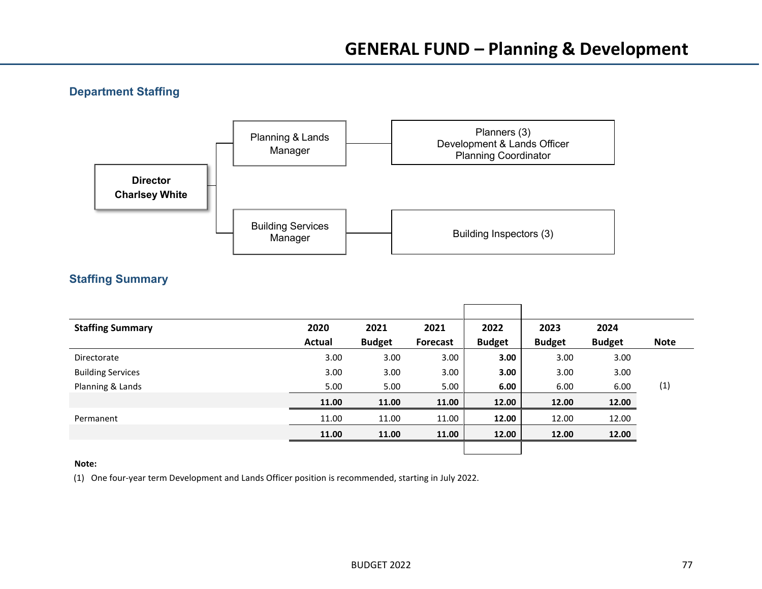# GENERAL FUND – Planning & Development

## Department Staffing

- **Director Charlsey White**
  - Planning & Lands Manager
    - Planners (3)
    - Development & Lands Officer
    - Planning Coordinator
  - Building Services Manager
    - Building Inspectors (3)

## Staffing Summary

| Staffing Summary | 2020 Actual | 2021 Budget | 2021 Forecast | 2022 Budget | 2023 Budget | 2024 Budget | Note |
|---|---|---|---|---|---|---|---|
| Directorate | 3.00 | 3.00 | 3.00 | **3.00** | 3.00 | 3.00 | |
| Building Services | 3.00 | 3.00 | 3.00 | **3.00** | 3.00 | 3.00 | |
| Planning & Lands | 5.00 | 5.00 | 5.00 | **6.00** | 6.00 | 6.00 | (1) |
| | **11.00** | **11.00** | **11.00** | **12.00** | **12.00** | **12.00** | |
| Permanent | 11.00 | 11.00 | 11.00 | **12.00** | 12.00 | 12.00 | |
| | **11.00** | **11.00** | **11.00** | **12.00** | **12.00** | **12.00** | |

**Note:**

(1) One four-year term Development and Lands Officer position is recommended, starting in July 2022.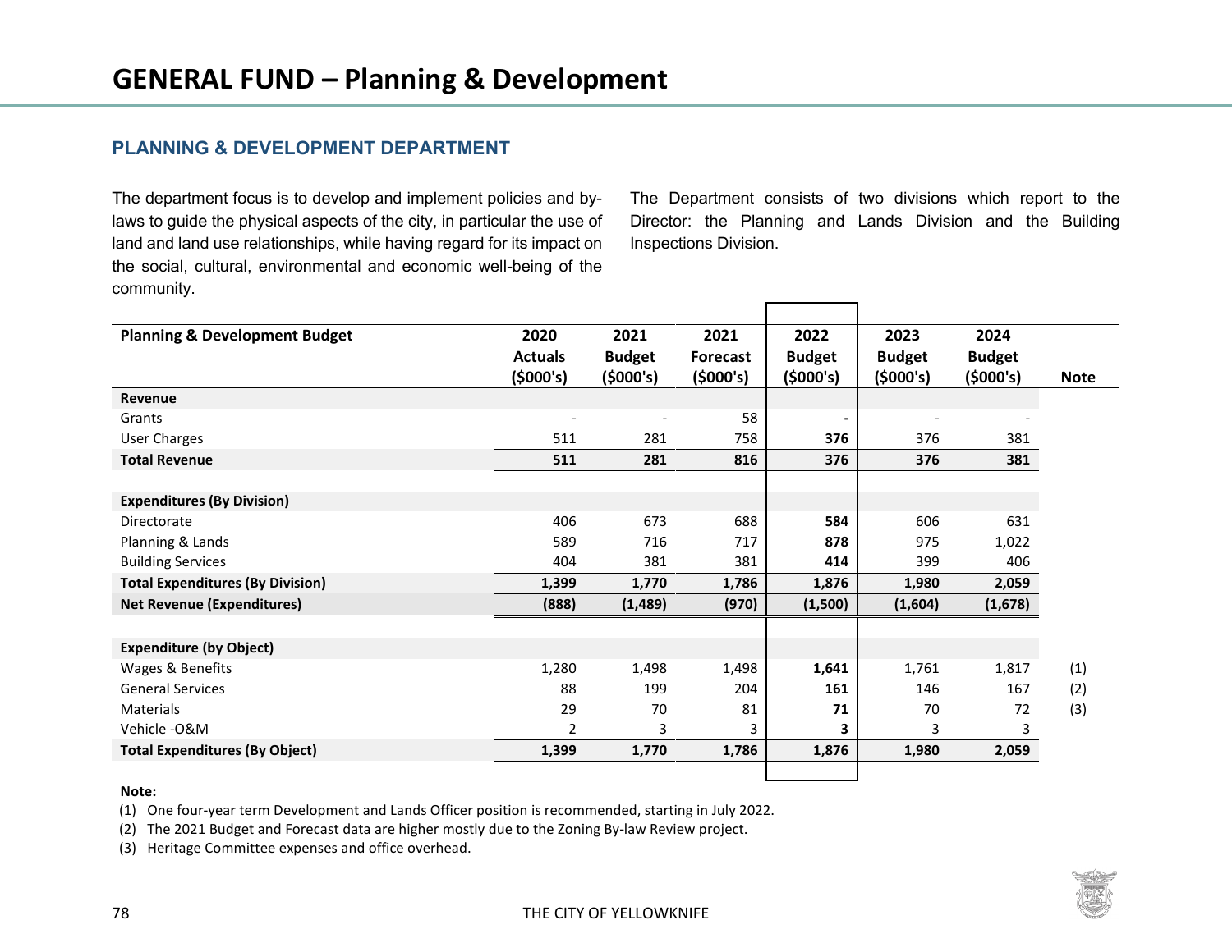# GENERAL FUND – Planning & Development

## PLANNING & DEVELOPMENT DEPARTMENT

The department focus is to develop and implement policies and by-laws to guide the physical aspects of the city, in particular the use of land and land use relationships, while having regard for its impact on the social, cultural, environmental and economic well-being of the community.

The Department consists of two divisions which report to the Director: the Planning and Lands Division and the Building Inspections Division.

| Planning & Development Budget | 2020 Actuals ($000's) | 2021 Budget ($000's) | 2021 Forecast ($000's) | 2022 Budget ($000's) | 2023 Budget ($000's) | 2024 Budget ($000's) | Note |
|---|---|---|---|---|---|---|---|
| **Revenue** | | | | | | | |
| Grants | - | - | 58 | **-** | - | - | |
| User Charges | 511 | 281 | 758 | **376** | 376 | 381 | |
| **Total Revenue** | **511** | **281** | **816** | **376** | **376** | **381** | |
| | | | | | | | |
| **Expenditures (By Division)** | | | | | | | |
| Directorate | 406 | 673 | 688 | **584** | 606 | 631 | |
| Planning & Lands | 589 | 716 | 717 | **878** | 975 | 1,022 | |
| Building Services | 404 | 381 | 381 | **414** | 399 | 406 | |
| **Total Expenditures (By Division)** | **1,399** | **1,770** | **1,786** | **1,876** | **1,980** | **2,059** | |
| **Net Revenue (Expenditures)** | **(888)** | **(1,489)** | **(970)** | **(1,500)** | **(1,604)** | **(1,678)** | |
| | | | | | | | |
| **Expenditure (by Object)** | | | | | | | |
| Wages & Benefits | 1,280 | 1,498 | 1,498 | **1,641** | 1,761 | 1,817 | (1) |
| General Services | 88 | 199 | 204 | **161** | 146 | 167 | (2) |
| Materials | 29 | 70 | 81 | **71** | 70 | 72 | (3) |
| Vehicle -O&M | 2 | 3 | 3 | **3** | 3 | 3 | |
| **Total Expenditures (By Object)** | **1,399** | **1,770** | **1,786** | **1,876** | **1,980** | **2,059** | |

**Note:**

(1) One four-year term Development and Lands Officer position is recommended, starting in July 2022.

(2) The 2021 Budget and Forecast data are higher mostly due to the Zoning By-law Review project.

(3) Heritage Committee expenses and office overhead.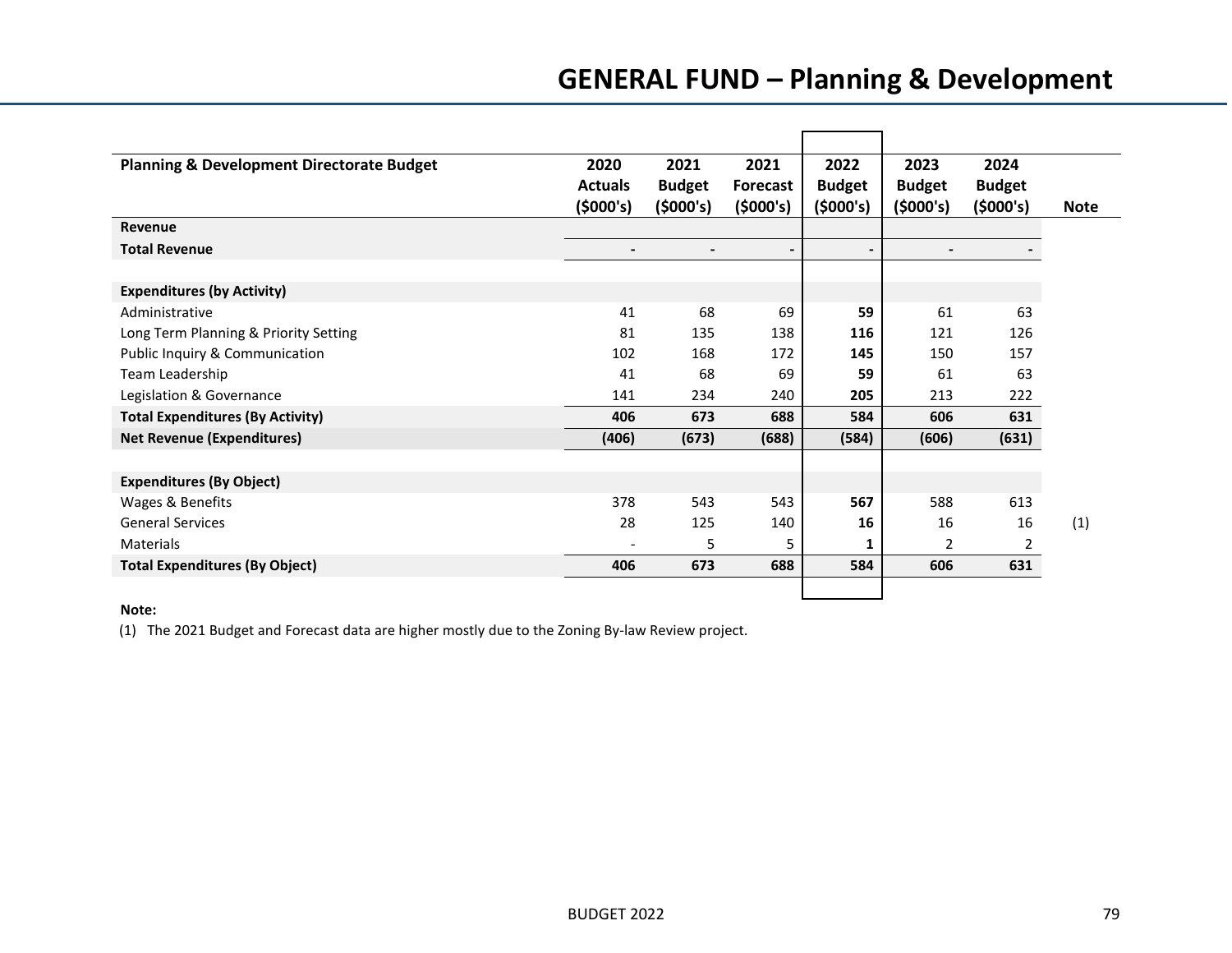# GENERAL FUND – Planning & Development

| Planning & Development Directorate Budget | 2020 Actuals ($000's) | 2021 Budget ($000's) | 2021 Forecast ($000's) | 2022 Budget ($000's) | 2023 Budget ($000's) | 2024 Budget ($000's) | Note |
|---|---|---|---|---|---|---|---|
| **Revenue** | | | | | | | |
| **Total Revenue** | - | - | - | - | - | - | |
| | | | | | | | |
| **Expenditures (by Activity)** | | | | | | | |
| Administrative | 41 | 68 | 69 | **59** | 61 | 63 | |
| Long Term Planning & Priority Setting | 81 | 135 | 138 | **116** | 121 | 126 | |
| Public Inquiry & Communication | 102 | 168 | 172 | **145** | 150 | 157 | |
| Team Leadership | 41 | 68 | 69 | **59** | 61 | 63 | |
| Legislation & Governance | 141 | 234 | 240 | **205** | 213 | 222 | |
| **Total Expenditures (By Activity)** | **406** | **673** | **688** | **584** | **606** | **631** | |
| **Net Revenue (Expenditures)** | **(406)** | **(673)** | **(688)** | **(584)** | **(606)** | **(631)** | |
| | | | | | | | |
| **Expenditures (By Object)** | | | | | | | |
| Wages & Benefits | 378 | 543 | 543 | **567** | 588 | 613 | |
| General Services | 28 | 125 | 140 | **16** | 16 | 16 | (1) |
| Materials | - | 5 | 5 | **1** | 2 | 2 | |
| **Total Expenditures (By Object)** | **406** | **673** | **688** | **584** | **606** | **631** | |

**Note:**

(1) The 2021 Budget and Forecast data are higher mostly due to the Zoning By-law Review project.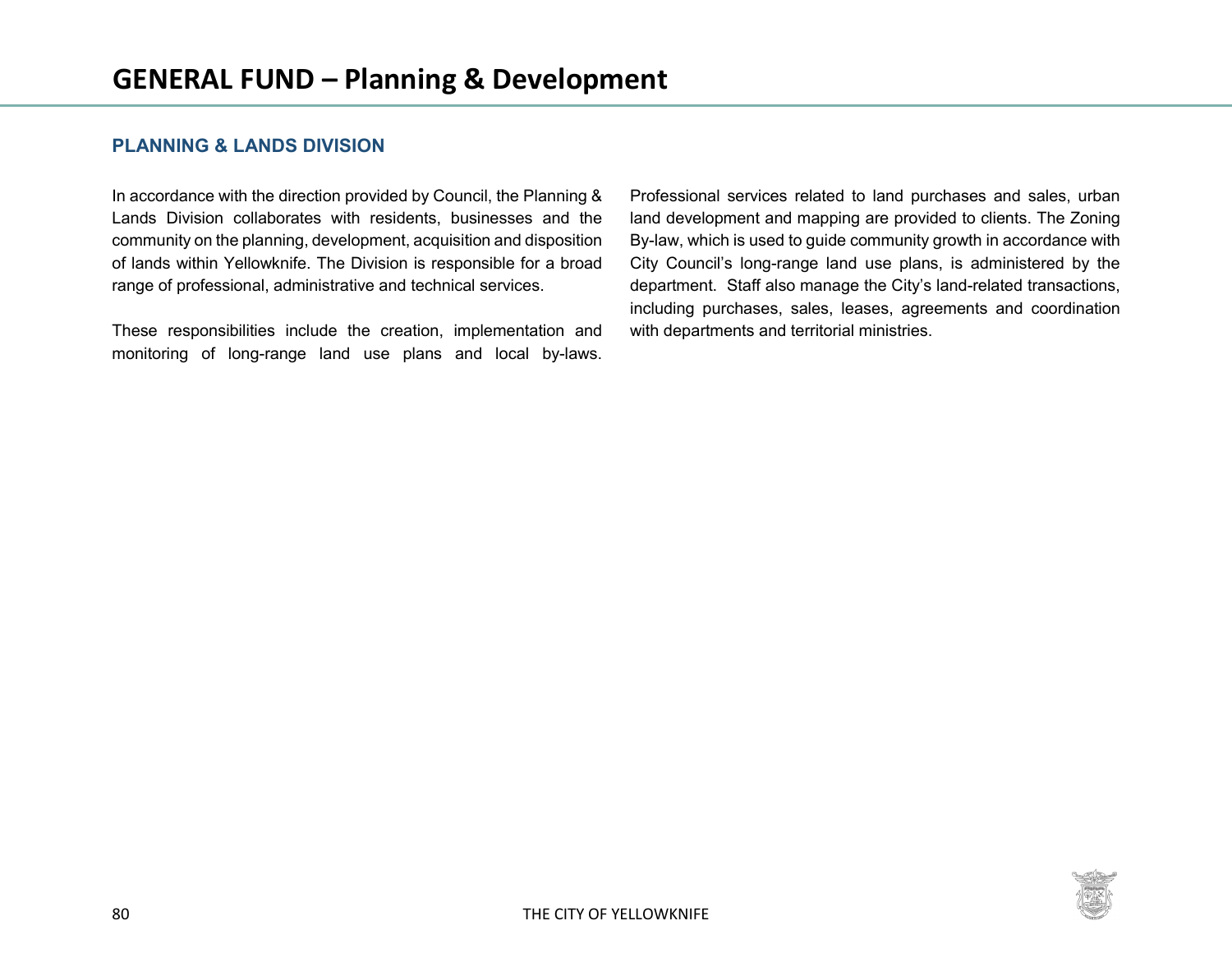# GENERAL FUND – Planning & Development

## PLANNING & LANDS DIVISION

In accordance with the direction provided by Council, the Planning & Lands Division collaborates with residents, businesses and the community on the planning, development, acquisition and disposition of lands within Yellowknife. The Division is responsible for a broad range of professional, administrative and technical services.

These responsibilities include the creation, implementation and monitoring of long-range land use plans and local by-laws. Professional services related to land purchases and sales, urban land development and mapping are provided to clients. The Zoning By-law, which is used to guide community growth in accordance with City Council's long-range land use plans, is administered by the department. Staff also manage the City's land-related transactions, including purchases, sales, leases, agreements and coordination with departments and territorial ministries.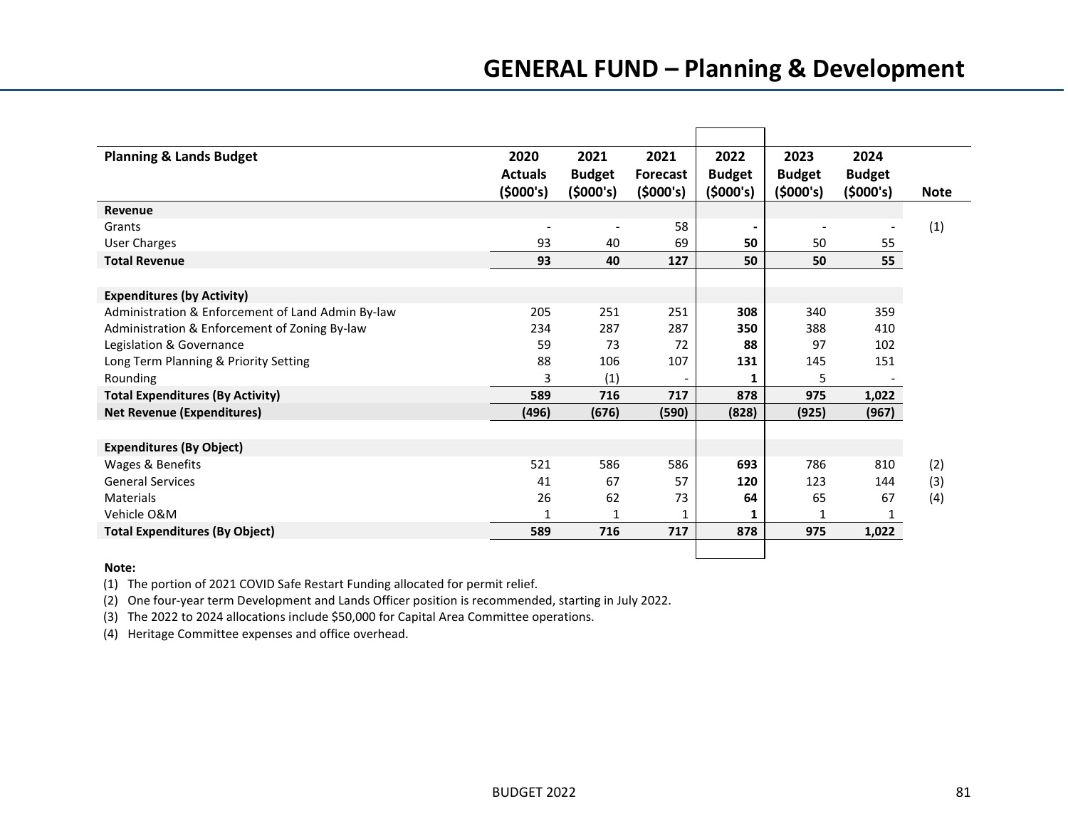# GENERAL FUND – Planning & Development

| Planning & Lands Budget | 2020 Actuals ($000's) | 2021 Budget ($000's) | 2021 Forecast ($000's) | 2022 Budget ($000's) | 2023 Budget ($000's) | 2024 Budget ($000's) | Note |
|---|---|---|---|---|---|---|---|
| **Revenue** | | | | | | | |
| Grants | - | - | 58 | **-** | - | - | (1) |
| User Charges | 93 | 40 | 69 | **50** | 50 | 55 | |
| **Total Revenue** | **93** | **40** | **127** | **50** | **50** | **55** | |
| | | | | | | | |
| **Expenditures (by Activity)** | | | | | | | |
| Administration & Enforcement of Land Admin By-law | 205 | 251 | 251 | **308** | 340 | 359 | |
| Administration & Enforcement of Zoning By-law | 234 | 287 | 287 | **350** | 388 | 410 | |
| Legislation & Governance | 59 | 73 | 72 | **88** | 97 | 102 | |
| Long Term Planning & Priority Setting | 88 | 106 | 107 | **131** | 145 | 151 | |
| Rounding | 3 | (1) | - | **1** | 5 | - | |
| **Total Expenditures (By Activity)** | **589** | **716** | **717** | **878** | **975** | **1,022** | |
| **Net Revenue (Expenditures)** | **(496)** | **(676)** | **(590)** | **(828)** | **(925)** | **(967)** | |
| | | | | | | | |
| **Expenditures (By Object)** | | | | | | | |
| Wages & Benefits | 521 | 586 | 586 | **693** | 786 | 810 | (2) |
| General Services | 41 | 67 | 57 | **120** | 123 | 144 | (3) |
| Materials | 26 | 62 | 73 | **64** | 65 | 67 | (4) |
| Vehicle O&M | 1 | 1 | 1 | **1** | 1 | 1 | |
| **Total Expenditures (By Object)** | **589** | **716** | **717** | **878** | **975** | **1,022** | |

**Note:**

(1) The portion of 2021 COVID Safe Restart Funding allocated for permit relief.

(2) One four-year term Development and Lands Officer position is recommended, starting in July 2022.

(3) The 2022 to 2024 allocations include $50,000 for Capital Area Committee operations.

(4) Heritage Committee expenses and office overhead.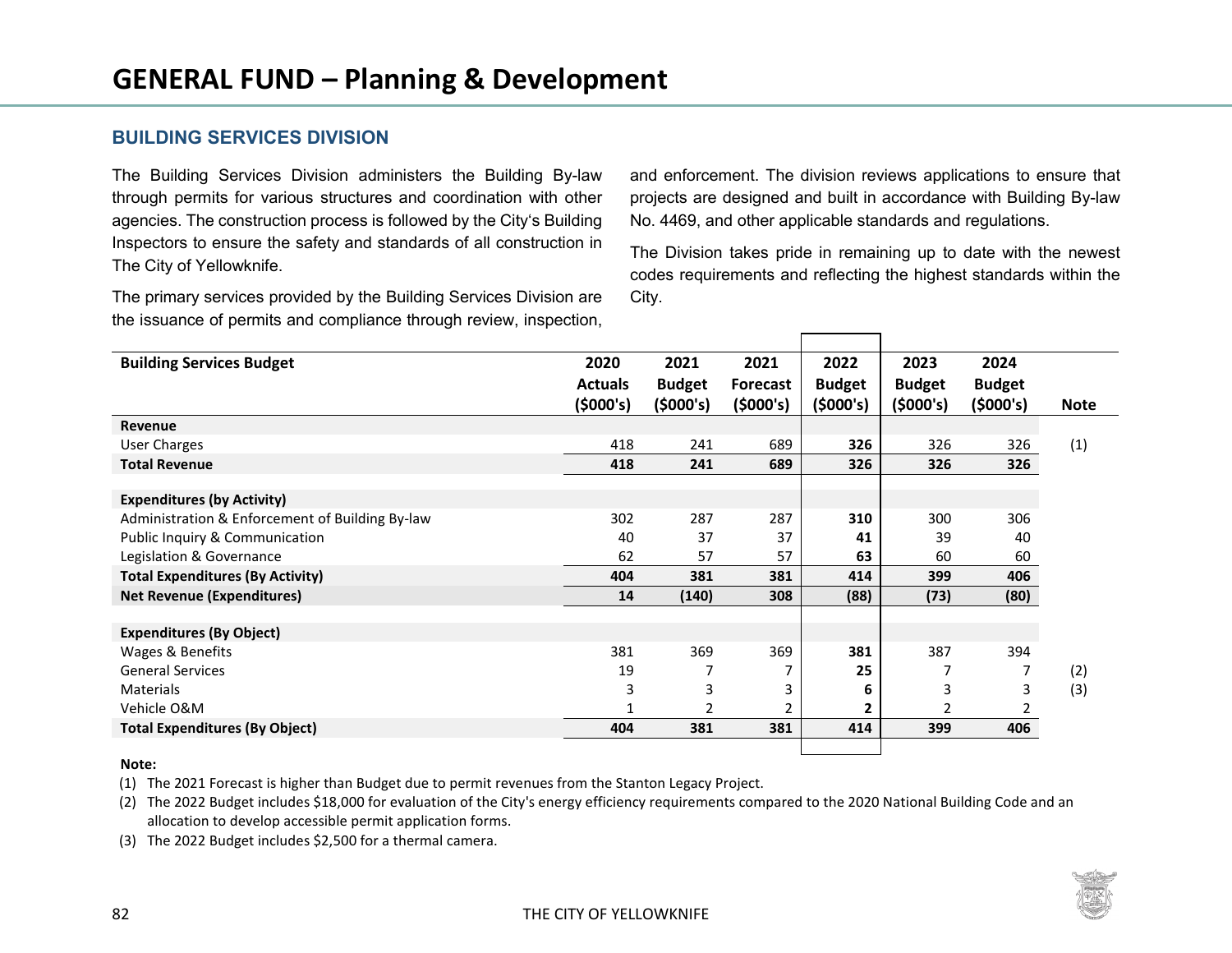# GENERAL FUND – Planning & Development

## BUILDING SERVICES DIVISION

The Building Services Division administers the Building By-law through permits for various structures and coordination with other agencies. The construction process is followed by the City's Building Inspectors to ensure the safety and standards of all construction in The City of Yellowknife.

The primary services provided by the Building Services Division are the issuance of permits and compliance through review, inspection, and enforcement. The division reviews applications to ensure that projects are designed and built in accordance with Building By-law No. 4469, and other applicable standards and regulations.

The Division takes pride in remaining up to date with the newest codes requirements and reflecting the highest standards within the City.

| Building Services Budget | 2020 Actuals ($000's) | 2021 Budget ($000's) | 2021 Forecast ($000's) | 2022 Budget ($000's) | 2023 Budget ($000's) | 2024 Budget ($000's) | Note |
|---|---|---|---|---|---|---|---|
| **Revenue** | | | | | | | |
| User Charges | 418 | 241 | 689 | **326** | 326 | 326 | (1) |
| **Total Revenue** | **418** | **241** | **689** | **326** | **326** | **326** | |
| | | | | | | | |
| **Expenditures (by Activity)** | | | | | | | |
| Administration & Enforcement of Building By-law | 302 | 287 | 287 | **310** | 300 | 306 | |
| Public Inquiry & Communication | 40 | 37 | 37 | **41** | 39 | 40 | |
| Legislation & Governance | 62 | 57 | 57 | **63** | 60 | 60 | |
| **Total Expenditures (By Activity)** | **404** | **381** | **381** | **414** | **399** | **406** | |
| **Net Revenue (Expenditures)** | **14** | **(140)** | **308** | **(88)** | **(73)** | **(80)** | |
| | | | | | | | |
| **Expenditures (By Object)** | | | | | | | |
| Wages & Benefits | 381 | 369 | 369 | **381** | 387 | 394 | |
| General Services | 19 | 7 | 7 | **25** | 7 | 7 | (2) |
| Materials | 3 | 3 | 3 | **6** | 3 | 3 | (3) |
| Vehicle O&M | 1 | 2 | 2 | **2** | 2 | 2 | |
| **Total Expenditures (By Object)** | **404** | **381** | **381** | **414** | **399** | **406** | |

**Note:**

(1) The 2021 Forecast is higher than Budget due to permit revenues from the Stanton Legacy Project.

(2) The 2022 Budget includes $18,000 for evaluation of the City's energy efficiency requirements compared to the 2020 National Building Code and an allocation to develop accessible permit application forms.

(3) The 2022 Budget includes $2,500 for a thermal camera.